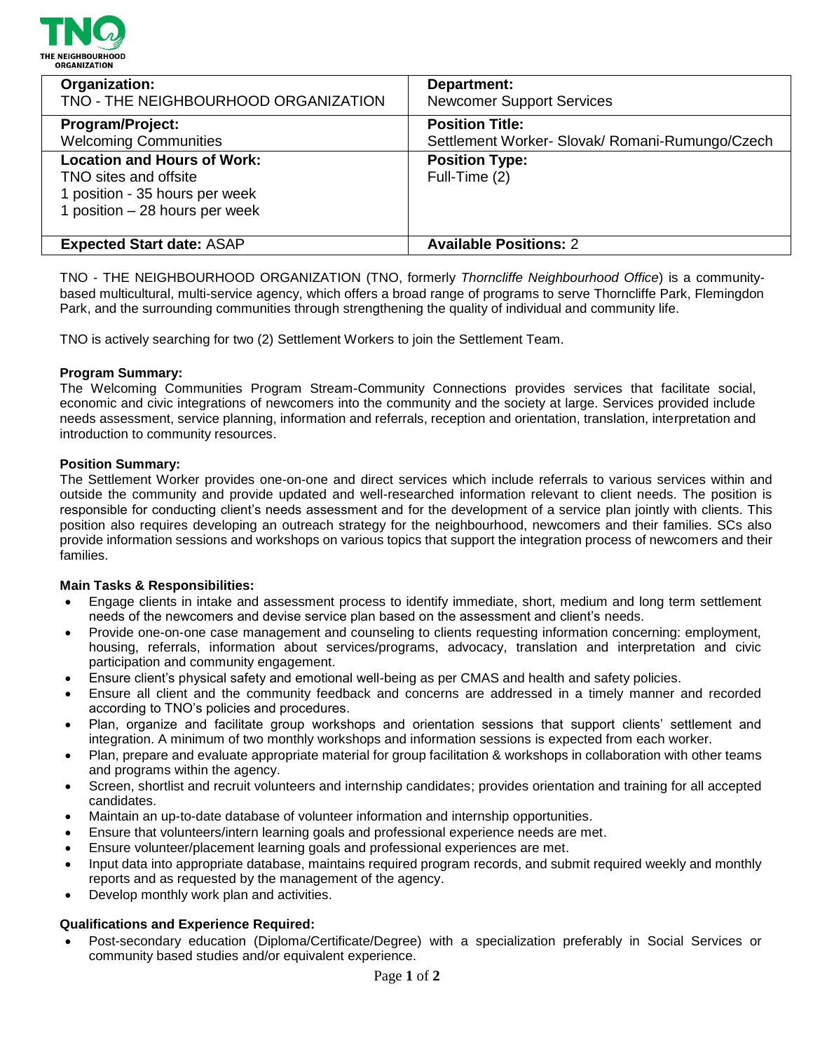| **Organization:** TNO - THE NEIGHBOURHOOD ORGANIZATION | **Department:** Newcomer Support Services |
|---|---|
| **Program/Project:** Welcoming Communities | **Position Title:** Settlement Worker- Slovak/ Romani-Rumungo/Czech |
| **Location and Hours of Work:** TNO sites and offsite<br>1 position - 35 hours per week<br>1 position – 28 hours per week | **Position Type:** Full-Time (2) |
| **Expected Start date:** ASAP | **Available Positions:** 2 |

TNO - THE NEIGHBOURHOOD ORGANIZATION (TNO, formerly *Thorncliffe Neighbourhood Office*) is a community-based multicultural, multi-service agency, which offers a broad range of programs to serve Thorncliffe Park, Flemingdon Park, and the surrounding communities through strengthening the quality of individual and community life.

TNO is actively searching for two (2) Settlement Workers to join the Settlement Team.

**Program Summary:**
The Welcoming Communities Program Stream-Community Connections provides services that facilitate social, economic and civic integrations of newcomers into the community and the society at large. Services provided include needs assessment, service planning, information and referrals, reception and orientation, translation, interpretation and introduction to community resources.

**Position Summary:**
The Settlement Worker provides one-on-one and direct services which include referrals to various services within and outside the community and provide updated and well-researched information relevant to client needs. The position is responsible for conducting client's needs assessment and for the development of a service plan jointly with clients. This position also requires developing an outreach strategy for the neighbourhood, newcomers and their families. SCs also provide information sessions and workshops on various topics that support the integration process of newcomers and their families.

**Main Tasks & Responsibilities:**

- Engage clients in intake and assessment process to identify immediate, short, medium and long term settlement needs of the newcomers and devise service plan based on the assessment and client's needs.
- Provide one-on-one case management and counseling to clients requesting information concerning: employment, housing, referrals, information about services/programs, advocacy, translation and interpretation and civic participation and community engagement.
- Ensure client's physical safety and emotional well-being as per CMAS and health and safety policies.
- Ensure all client and the community feedback and concerns are addressed in a timely manner and recorded according to TNO's policies and procedures.
- Plan, organize and facilitate group workshops and orientation sessions that support clients' settlement and integration. A minimum of two monthly workshops and information sessions is expected from each worker.
- Plan, prepare and evaluate appropriate material for group facilitation & workshops in collaboration with other teams and programs within the agency.
- Screen, shortlist and recruit volunteers and internship candidates; provides orientation and training for all accepted candidates.
- Maintain an up-to-date database of volunteer information and internship opportunities.
- Ensure that volunteers/intern learning goals and professional experience needs are met.
- Ensure volunteer/placement learning goals and professional experiences are met.
- Input data into appropriate database, maintains required program records, and submit required weekly and monthly reports and as requested by the management of the agency.
- Develop monthly work plan and activities.

**Qualifications and Experience Required:**

- Post-secondary education (Diploma/Certificate/Degree) with a specialization preferably in Social Services or community based studies and/or equivalent experience.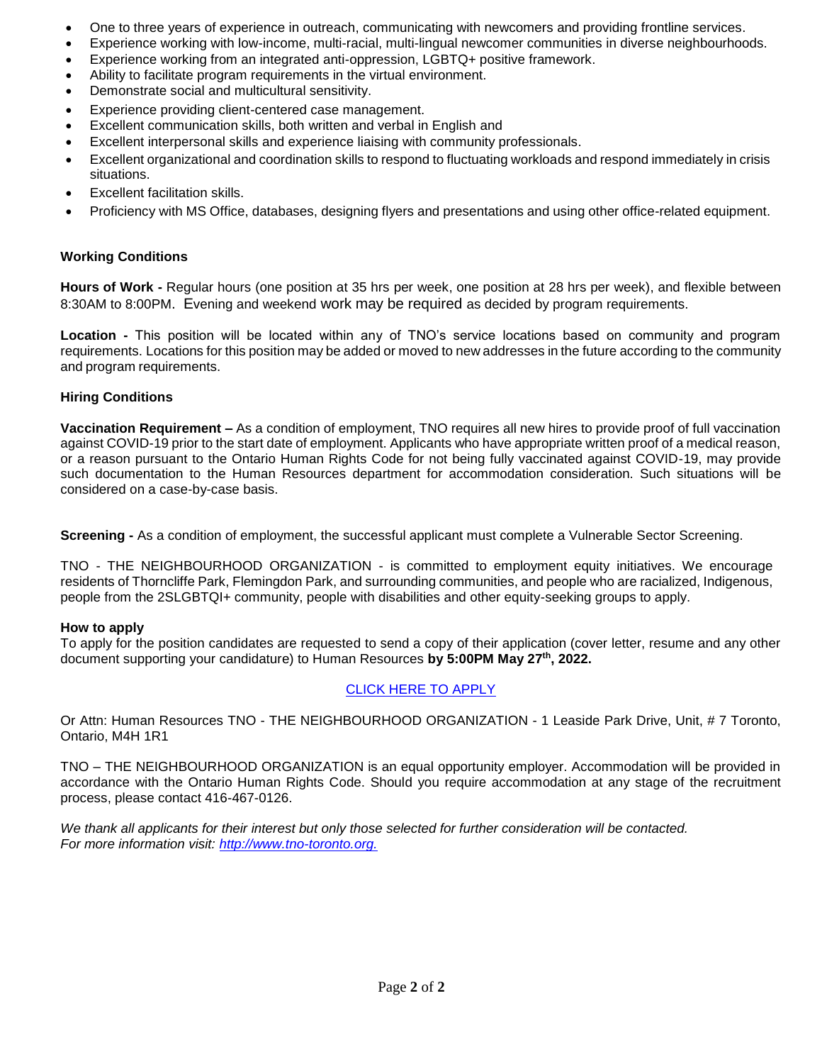- One to three years of experience in outreach, communicating with newcomers and providing frontline services.
- Experience working with low-income, multi-racial, multi-lingual newcomer communities in diverse neighbourhoods.
- Experience working from an integrated anti-oppression, LGBTQ+ positive framework.
- Ability to facilitate program requirements in the virtual environment.
- Demonstrate social and multicultural sensitivity.
- Experience providing client-centered case management.
- Excellent communication skills, both written and verbal in English and
- Excellent interpersonal skills and experience liaising with community professionals.
- Excellent organizational and coordination skills to respond to fluctuating workloads and respond immediately in crisis situations.
- Excellent facilitation skills.
- Proficiency with MS Office, databases, designing flyers and presentations and using other office-related equipment.

**Working Conditions**

**Hours of Work -** Regular hours (one position at 35 hrs per week, one position at 28 hrs per week), and flexible between 8:30AM to 8:00PM. Evening and weekend work may be required as decided by program requirements.

**Location -** This position will be located within any of TNO's service locations based on community and program requirements. Locations for this position may be added or moved to new addresses in the future according to the community and program requirements.

**Hiring Conditions**

**Vaccination Requirement –** As a condition of employment, TNO requires all new hires to provide proof of full vaccination against COVID-19 prior to the start date of employment. Applicants who have appropriate written proof of a medical reason, or a reason pursuant to the Ontario Human Rights Code for not being fully vaccinated against COVID-19, may provide such documentation to the Human Resources department for accommodation consideration. Such situations will be considered on a case-by-case basis.

**Screening -** As a condition of employment, the successful applicant must complete a Vulnerable Sector Screening.

TNO - THE NEIGHBOURHOOD ORGANIZATION - is committed to employment equity initiatives. We encourage residents of Thorncliffe Park, Flemingdon Park, and surrounding communities, and people who are racialized, Indigenous, people from the 2SLGBTQI+ community, people with disabilities and other equity-seeking groups to apply.

**How to apply**

To apply for the position candidates are requested to send a copy of their application (cover letter, resume and any other document supporting your candidature) to Human Resources **by 5:00PM May 27th, 2022.**

CLICK HERE TO APPLY

Or Attn: Human Resources TNO - THE NEIGHBOURHOOD ORGANIZATION - 1 Leaside Park Drive, Unit, # 7 Toronto, Ontario, M4H 1R1

TNO – THE NEIGHBOURHOOD ORGANIZATION is an equal opportunity employer. Accommodation will be provided in accordance with the Ontario Human Rights Code. Should you require accommodation at any stage of the recruitment process, please contact 416-467-0126.

*We thank all applicants for their interest but only those selected for further consideration will be contacted.*
*For more information visit: http://www.tno-toronto.org.*